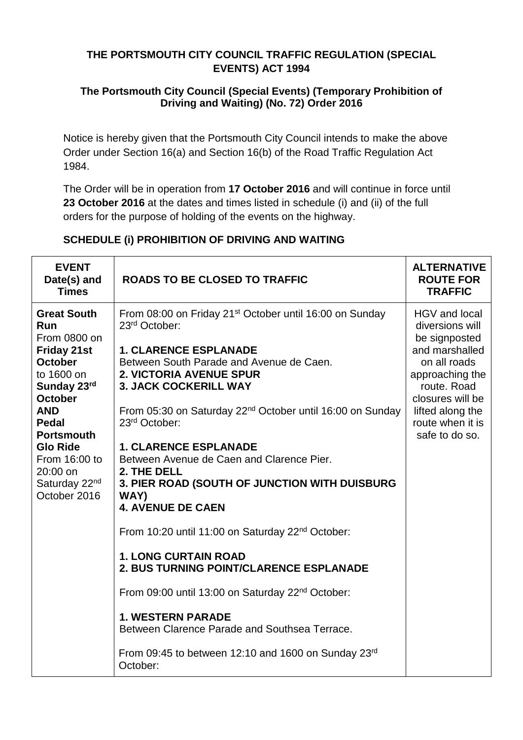**THE PORTSMOUTH CITY COUNCIL TRAFFIC REGULATION (SPECIAL EVENTS) ACT 1994**

**The Portsmouth City Council (Special Events) (Temporary Prohibition of Driving and Waiting) (No. 72) Order 2016**

Notice is hereby given that the Portsmouth City Council intends to make the above Order under Section 16(a) and Section 16(b) of the Road Traffic Regulation Act 1984.

The Order will be in operation from **17 October 2016** and will continue in force until **23 October 2016** at the dates and times listed in schedule (i) and (ii) of the full orders for the purpose of holding of the events on the highway.

**SCHEDULE (i) PROHIBITION OF DRIVING AND WAITING**

| **EVENT Date(s) and Times** | **ROADS TO BE CLOSED TO TRAFFIC** | **ALTERNATIVE ROUTE FOR TRAFFIC** |
|---|---|---|
| **Great South Run** From 0800 on **Friday 21st October** to 1600 on **Sunday 23rd October** **AND** **Pedal Portsmouth Glo Ride** From 16:00 to 20:00 on Saturday 22nd October 2016 | From 08:00 on Friday 21st October until 16:00 on Sunday 23rd October:<br><br>**1. CLARENCE ESPLANADE**<br>Between South Parade and Avenue de Caen.<br>**2. VICTORIA AVENUE SPUR**<br>**3. JACK COCKERILL WAY**<br><br>From 05:30 on Saturday 22nd October until 16:00 on Sunday 23rd October:<br><br>**1. CLARENCE ESPLANADE**<br>Between Avenue de Caen and Clarence Pier.<br>**2. THE DELL**<br>**3. PIER ROAD (SOUTH OF JUNCTION WITH DUISBURG WAY)**<br>**4. AVENUE DE CAEN**<br><br>From 10:20 until 11:00 on Saturday 22nd October:<br><br>**1. LONG CURTAIN ROAD**<br>**2. BUS TURNING POINT/CLARENCE ESPLANADE**<br><br>From 09:00 until 13:00 on Saturday 22nd October:<br><br>**1. WESTERN PARADE**<br>Between Clarence Parade and Southsea Terrace.<br><br>From 09:45 to between 12:10 and 1600 on Sunday 23rd October: | HGV and local diversions will be signposted and marshalled on all roads approaching the route. Road closures will be lifted along the route when it is safe to do so. |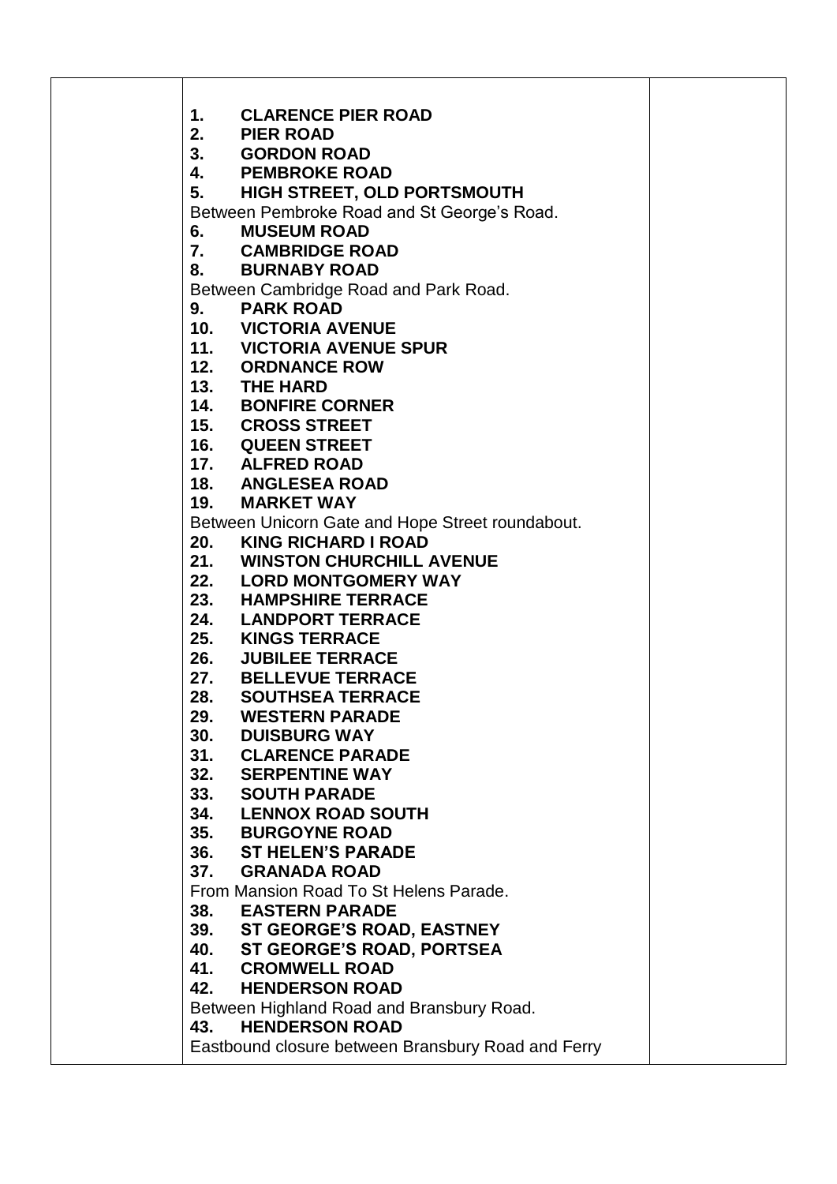**1. CLARENCE PIER ROAD**
**2. PIER ROAD**
**3. GORDON ROAD**
**4. PEMBROKE ROAD**
**5. HIGH STREET, OLD PORTSMOUTH**
Between Pembroke Road and St George's Road.
**6. MUSEUM ROAD**
**7. CAMBRIDGE ROAD**
**8. BURNABY ROAD**
Between Cambridge Road and Park Road.
**9. PARK ROAD**
**10. VICTORIA AVENUE**
**11. VICTORIA AVENUE SPUR**
**12. ORDNANCE ROW**
**13. THE HARD**
**14. BONFIRE CORNER**
**15. CROSS STREET**
**16. QUEEN STREET**
**17. ALFRED ROAD**
**18. ANGLESEA ROAD**
**19. MARKET WAY**
Between Unicorn Gate and Hope Street roundabout.
**20. KING RICHARD I ROAD**
**21. WINSTON CHURCHILL AVENUE**
**22. LORD MONTGOMERY WAY**
**23. HAMPSHIRE TERRACE**
**24. LANDPORT TERRACE**
**25. KINGS TERRACE**
**26. JUBILEE TERRACE**
**27. BELLEVUE TERRACE**
**28. SOUTHSEA TERRACE**
**29. WESTERN PARADE**
**30. DUISBURG WAY**
**31. CLARENCE PARADE**
**32. SERPENTINE WAY**
**33. SOUTH PARADE**
**34. LENNOX ROAD SOUTH**
**35. BURGOYNE ROAD**
**36. ST HELEN'S PARADE**
**37. GRANADA ROAD**
From Mansion Road To St Helens Parade.
**38. EASTERN PARADE**
**39. ST GEORGE'S ROAD, EASTNEY**
**40. ST GEORGE'S ROAD, PORTSEA**
**41. CROMWELL ROAD**
**42. HENDERSON ROAD**
Between Highland Road and Bransbury Road.
**43. HENDERSON ROAD**
Eastbound closure between Bransbury Road and Ferry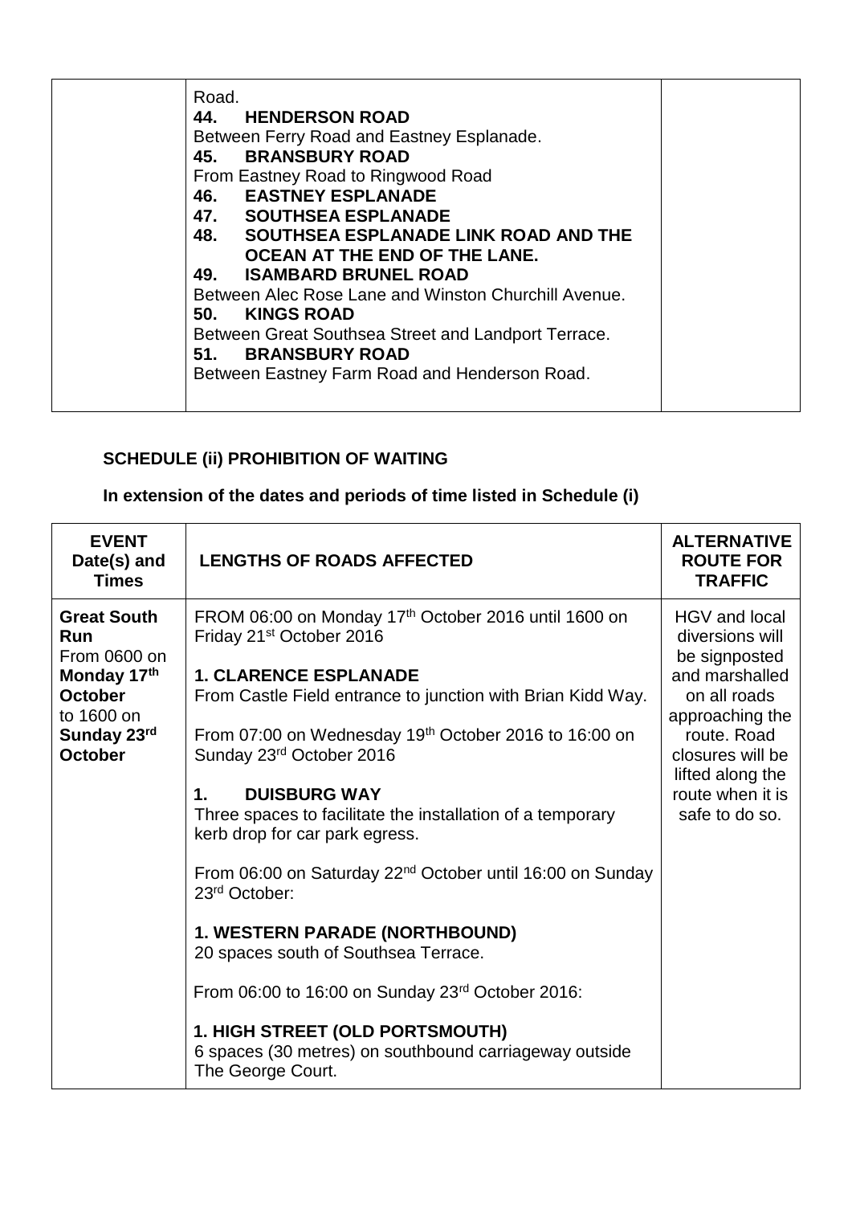| | Road.<br>**44. HENDERSON ROAD**<br>Between Ferry Road and Eastney Esplanade.<br>**45. BRANSBURY ROAD**<br>From Eastney Road to Ringwood Road<br>**46. EASTNEY ESPLANADE**<br>**47. SOUTHSEA ESPLANADE**<br>**48. SOUTHSEA ESPLANADE LINK ROAD AND THE OCEAN AT THE END OF THE LANE.**<br>**49. ISAMBARD BRUNEL ROAD**<br>Between Alec Rose Lane and Winston Churchill Avenue.<br>**50. KINGS ROAD**<br>Between Great Southsea Street and Landport Terrace.<br>**51. BRANSBURY ROAD**<br>Between Eastney Farm Road and Henderson Road. | |
|---|---|---|

**SCHEDULE (ii) PROHIBITION OF WAITING**

**In extension of the dates and periods of time listed in Schedule (i)**

| EVENT Date(s) and Times | LENGTHS OF ROADS AFFECTED | ALTERNATIVE ROUTE FOR TRAFFIC |
|---|---|---|
| **Great South Run**<br>From 0600 on **Monday 17th October** to 1600 on **Sunday 23rd October** | FROM 06:00 on Monday 17th October 2016 until 1600 on Friday 21st October 2016<br><br>**1. CLARENCE ESPLANADE**<br>From Castle Field entrance to junction with Brian Kidd Way.<br><br>From 07:00 on Wednesday 19th October 2016 to 16:00 on Sunday 23rd October 2016<br><br>**1. DUISBURG WAY**<br>Three spaces to facilitate the installation of a temporary kerb drop for car park egress.<br><br>From 06:00 on Saturday 22nd October until 16:00 on Sunday 23rd October:<br><br>**1. WESTERN PARADE (NORTHBOUND)**<br>20 spaces south of Southsea Terrace.<br><br>From 06:00 to 16:00 on Sunday 23rd October 2016:<br><br>**1. HIGH STREET (OLD PORTSMOUTH)**<br>6 spaces (30 metres) on southbound carriageway outside The George Court. | HGV and local diversions will be signposted and marshalled on all roads approaching the route. Road closures will be lifted along the route when it is safe to do so. |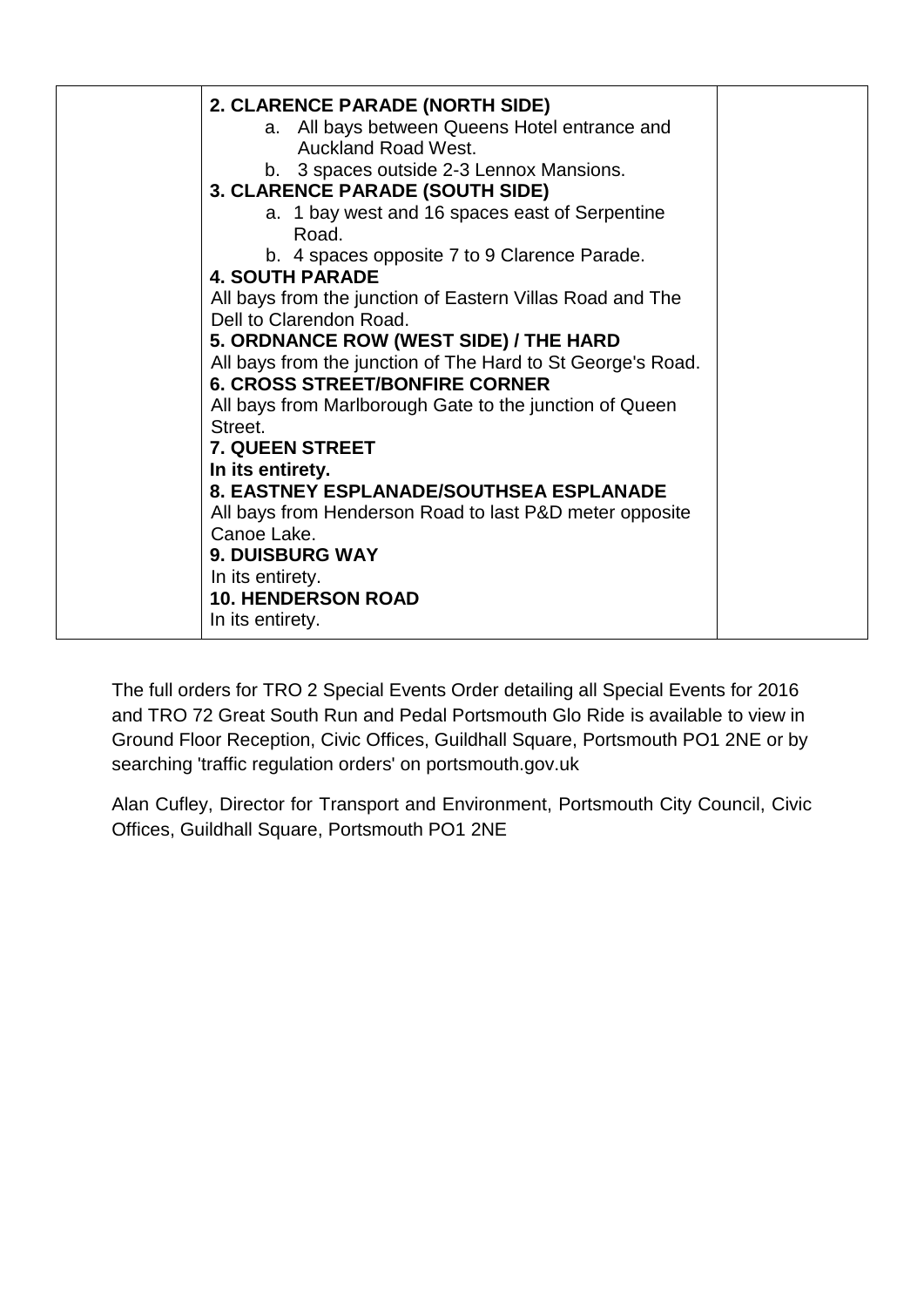| | | |
|---|---|---|
| | **2. CLARENCE PARADE (NORTH SIDE)**<br>a. All bays between Queens Hotel entrance and Auckland Road West.<br>b. 3 spaces outside 2-3 Lennox Mansions.<br>**3. CLARENCE PARADE (SOUTH SIDE)**<br>a. 1 bay west and 16 spaces east of Serpentine Road.<br>b. 4 spaces opposite 7 to 9 Clarence Parade.<br>**4. SOUTH PARADE**<br>All bays from the junction of Eastern Villas Road and The Dell to Clarendon Road.<br>**5. ORDNANCE ROW (WEST SIDE) / THE HARD**<br>All bays from the junction of The Hard to St George's Road.<br>**6. CROSS STREET/BONFIRE CORNER**<br>All bays from Marlborough Gate to the junction of Queen Street.<br>**7. QUEEN STREET**<br>**In its entirety.**<br>**8. EASTNEY ESPLANADE/SOUTHSEA ESPLANADE**<br>All bays from Henderson Road to last P&D meter opposite Canoe Lake.<br>**9. DUISBURG WAY**<br>In its entirety.<br>**10. HENDERSON ROAD**<br>In its entirety. | |

The full orders for TRO 2 Special Events Order detailing all Special Events for 2016 and TRO 72 Great South Run and Pedal Portsmouth Glo Ride is available to view in Ground Floor Reception, Civic Offices, Guildhall Square, Portsmouth PO1 2NE or by searching 'traffic regulation orders' on portsmouth.gov.uk

Alan Cufley, Director for Transport and Environment, Portsmouth City Council, Civic Offices, Guildhall Square, Portsmouth PO1 2NE